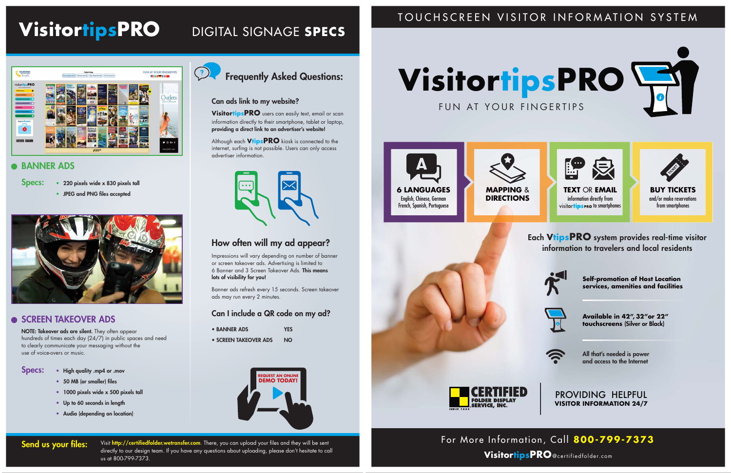# VisitortipsPRO DIGITAL SIGNAGE SPECS

## BANNER ADS

**Specs:**

- 220 pixels wide x 830 pixels tall
- JPEG and PNG files accepted

## SCREEN TAKEOVER ADS

**NOTE: Takeover ads are silent.** They often appear hundreds of times each day (24/7) in public spaces and need to clearly communicate your messaging without the use of voice-overs or music.

**Specs:**

- High quality .mp4 or .mov
- 50 MB (or smaller) files
- 1000 pixels wide x 500 pixels tall
- Up to 60 seconds in length
- Audio (depending on location)

## Frequently Asked Questions:

### Can ads link to my website?

**VisitortipsPRO** users can easily text, email or scan information directly to their smartphone, tablet or laptop, **providing a direct link to an advertiser's website!**

Although each **VtipsPRO** kiosk is connected to the internet, surfing is not possible. Users can only access advertiser information.

### How often will my ad appear?

Impressions will vary depending on number of banner or screen takeover ads. Advertising is limited to 6 Banner and 3 Screen Takeover Ads. **This means lots of visibility for you!**

Banner ads refresh every 15 seconds. Screen takeover ads may run every 2 minutes.

### Can I include a QR code on my ad?

- BANNER ADS — YES
- SCREEN TAKEOVER ADS — NO

REQUEST AN ONLINE DEMO TODAY!

**Send us your files:** Visit **http://certifiedfolder.wetransfer.com**. There, you can upload your files and they will be sent directly to our design team. If you have any questions about uploading, please don't hesitate to call us at 800-799-7373.

# TOUCHSCREEN VISITOR INFORMATION SYSTEM

# VisitortipsPRO

FUN AT YOUR FINGERTIPS

- **6 LANGUAGES** — English, Chinese, German, French, Spanish, Portuguese
- **MAPPING & DIRECTIONS**
- **TEXT OR EMAIL** — information directly from visitortipsPRO to smartphones
- **BUY TICKETS** — and/or make reservations from smartphones

Each **VtipsPRO** system provides real-time visitor information to travelers and local residents

- **Self-promotion of Host Location services, amenities and facilities**
- **Available in 42", 32"or 22" touchscreens** (Silver or Black)
- All that's needed is power and access to the Internet

CERTIFIED FOLDER DISPLAY SERVICE, INC. SINCE 1999

PROVIDING HELPFUL VISITOR INFORMATION 24/7

For More Information, Call **800-799-7373**

**VisitortipsPRO**@certifiedfolder.com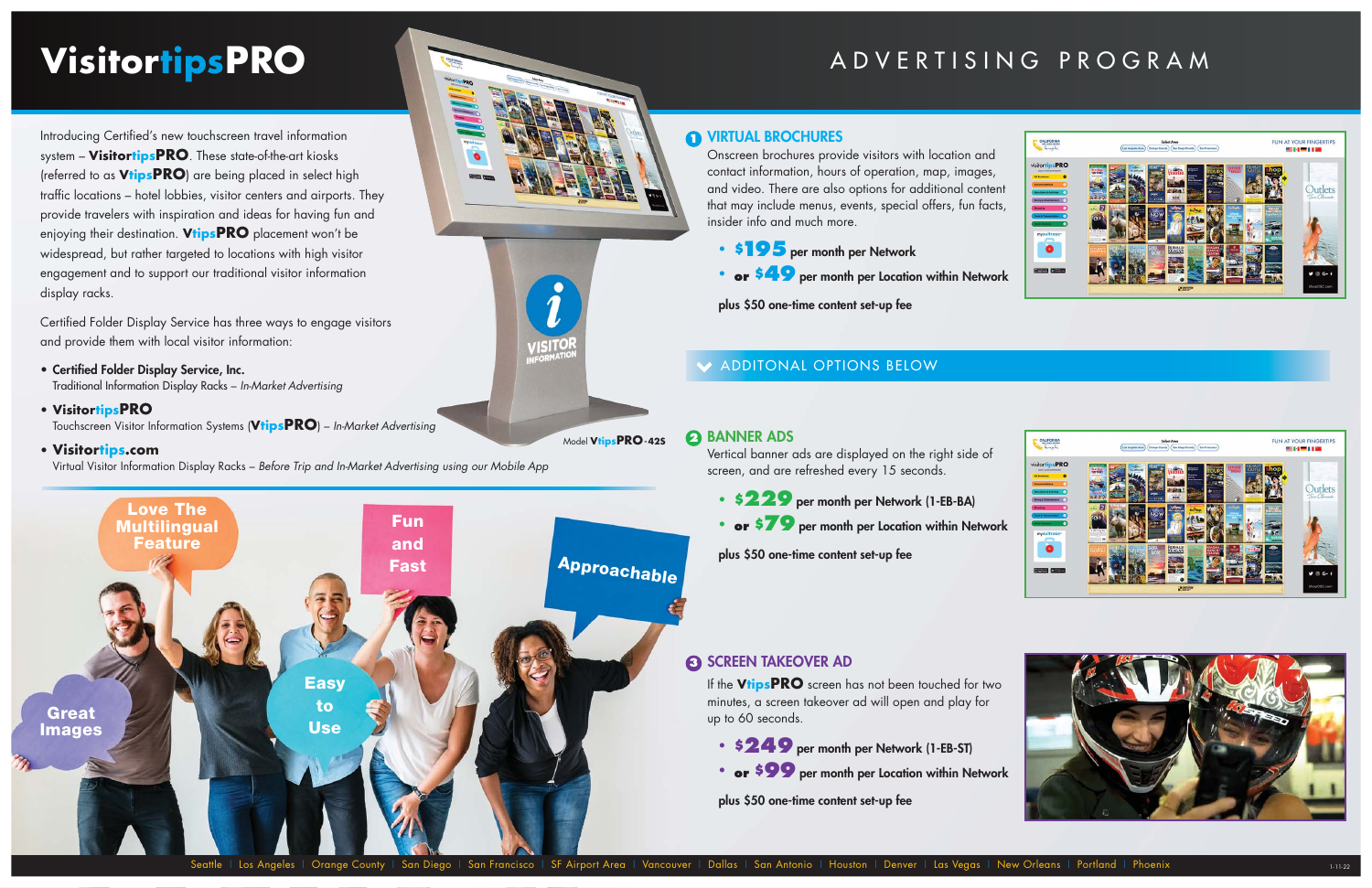# VisitortipsPRO

## ADVERTISING PROGRAM

Introducing Certified's new touchscreen travel information system – **VisitortipsPRO**. These state-of-the-art kiosks (referred to as **VtipsPRO**) are being placed in select high traffic locations – hotel lobbies, visitor centers and airports. They provide travelers with inspiration and ideas for having fun and enjoying their destination. **VtipsPRO** placement won't be widespread, but rather targeted to locations with high visitor engagement and to support our traditional visitor information display racks.

Certified Folder Display Service has three ways to engage visitors and provide them with local visitor information:

- **Certified Folder Display Service, Inc.**
  Traditional Information Display Racks – *In-Market Advertising*
- **VisitortipsPRO**
  Touchscreen Visitor Information Systems (**VtipsPRO**) – *In-Market Advertising*
- **Visitortips.com**
  Virtual Visitor Information Display Racks – *Before Trip and In-Market Advertising using our Mobile App*

Model **VtipsPRO**-42S

Love The Multilingual Feature

Fun and Fast

Approachable

Easy to Use

Great Images

### 1 VIRTUAL BROCHURES

Onscreen brochures provide visitors with location and contact information, hours of operation, map, images, and video. There are also options for additional content that may include menus, events, special offers, fun facts, insider info and much more.

- **$195** per month per Network
- **or $49** per month per Location within Network

plus $50 one-time content set-up fee

**ADDITONAL OPTIONS BELOW**

### 2 BANNER ADS

Vertical banner ads are displayed on the right side of screen, and are refreshed every 15 seconds.

- **$229** per month per Network (1-EB-BA)
- **or $79** per month per Location within Network

plus $50 one-time content set-up fee

### 3 SCREEN TAKEOVER AD

If the **VtipsPRO** screen has not been touched for two minutes, a screen takeover ad will open and play for up to 60 seconds.

- **$249** per month per Network (1-EB-ST)
- **or $99** per month per Location within Network

plus $50 one-time content set-up fee

Seattle | Los Angeles | Orange County | San Diego | San Francisco | SF Airport Area | Vancouver | Dallas | San Antonio | Houston | Denver | Las Vegas | New Orleans | Portland | Phoenix

1-11-22